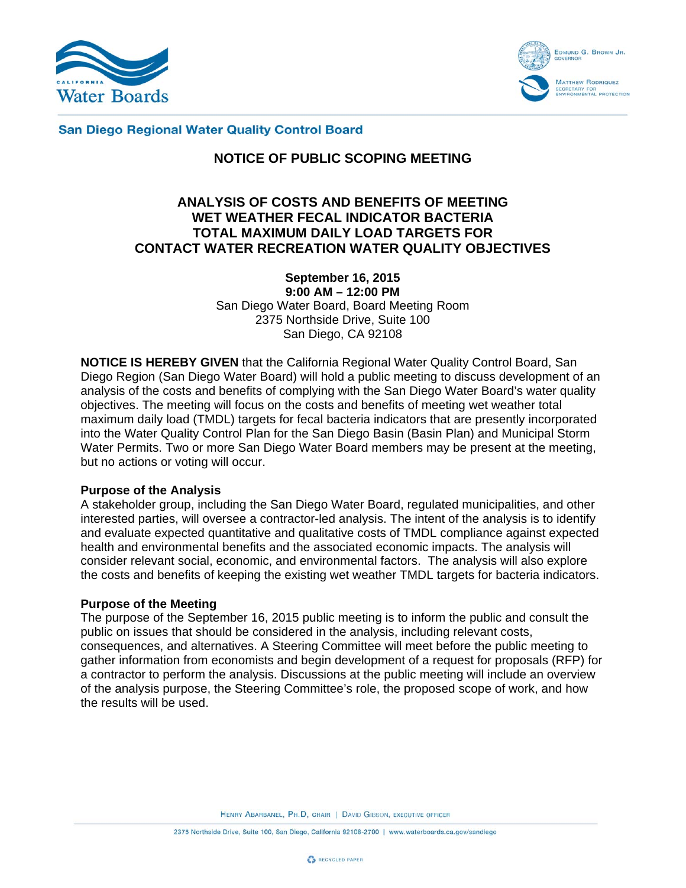**San Diego Regional Water Quality Control Board**

# NOTICE OF PUBLIC SCOPING MEETING

## ANALYSIS OF COSTS AND BENEFITS OF MEETING WET WEATHER FECAL INDICATOR BACTERIA TOTAL MAXIMUM DAILY LOAD TARGETS FOR CONTACT WATER RECREATION WATER QUALITY OBJECTIVES

**September 16, 2015**
**9:00 AM – 12:00 PM**
San Diego Water Board, Board Meeting Room
2375 Northside Drive, Suite 100
San Diego, CA 92108

**NOTICE IS HEREBY GIVEN** that the California Regional Water Quality Control Board, San Diego Region (San Diego Water Board) will hold a public meeting to discuss development of an analysis of the costs and benefits of complying with the San Diego Water Board's water quality objectives. The meeting will focus on the costs and benefits of meeting wet weather total maximum daily load (TMDL) targets for fecal bacteria indicators that are presently incorporated into the Water Quality Control Plan for the San Diego Basin (Basin Plan) and Municipal Storm Water Permits. Two or more San Diego Water Board members may be present at the meeting, but no actions or voting will occur.

### Purpose of the Analysis

A stakeholder group, including the San Diego Water Board, regulated municipalities, and other interested parties, will oversee a contractor-led analysis. The intent of the analysis is to identify and evaluate expected quantitative and qualitative costs of TMDL compliance against expected health and environmental benefits and the associated economic impacts. The analysis will consider relevant social, economic, and environmental factors. The analysis will also explore the costs and benefits of keeping the existing wet weather TMDL targets for bacteria indicators.

### Purpose of the Meeting

The purpose of the September 16, 2015 public meeting is to inform the public and consult the public on issues that should be considered in the analysis, including relevant costs, consequences, and alternatives. A Steering Committee will meet before the public meeting to gather information from economists and begin development of a request for proposals (RFP) for a contractor to perform the analysis. Discussions at the public meeting will include an overview of the analysis purpose, the Steering Committee's role, the proposed scope of work, and how the results will be used.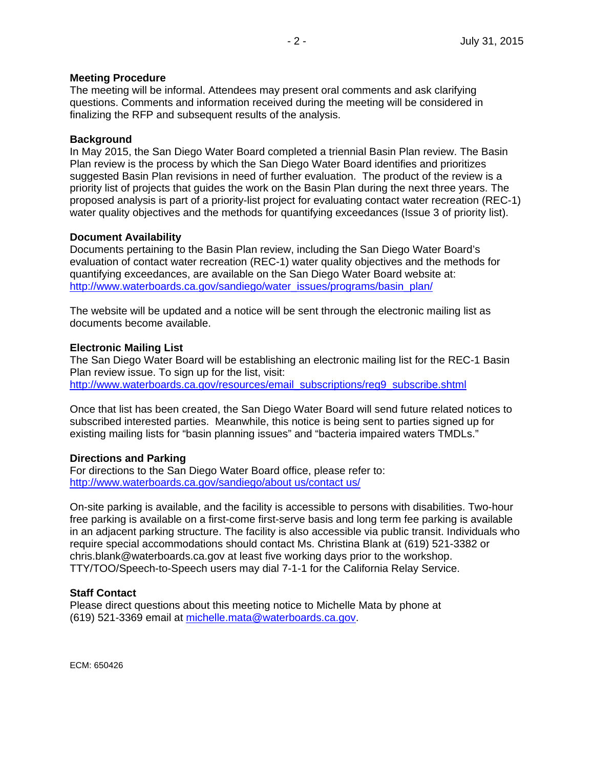**Meeting Procedure**
The meeting will be informal. Attendees may present oral comments and ask clarifying questions. Comments and information received during the meeting will be considered in finalizing the RFP and subsequent results of the analysis.

**Background**
In May 2015, the San Diego Water Board completed a triennial Basin Plan review. The Basin Plan review is the process by which the San Diego Water Board identifies and prioritizes suggested Basin Plan revisions in need of further evaluation. The product of the review is a priority list of projects that guides the work on the Basin Plan during the next three years. The proposed analysis is part of a priority-list project for evaluating contact water recreation (REC-1) water quality objectives and the methods for quantifying exceedances (Issue 3 of priority list).

**Document Availability**
Documents pertaining to the Basin Plan review, including the San Diego Water Board's evaluation of contact water recreation (REC-1) water quality objectives and the methods for quantifying exceedances, are available on the San Diego Water Board website at:
http://www.waterboards.ca.gov/sandiego/water_issues/programs/basin_plan/

The website will be updated and a notice will be sent through the electronic mailing list as documents become available.

**Electronic Mailing List**
The San Diego Water Board will be establishing an electronic mailing list for the REC-1 Basin Plan review issue. To sign up for the list, visit:
http://www.waterboards.ca.gov/resources/email_subscriptions/reg9_subscribe.shtml

Once that list has been created, the San Diego Water Board will send future related notices to subscribed interested parties. Meanwhile, this notice is being sent to parties signed up for existing mailing lists for "basin planning issues" and "bacteria impaired waters TMDLs."

**Directions and Parking**
For directions to the San Diego Water Board office, please refer to:
http://www.waterboards.ca.gov/sandiego/about us/contact us/

On-site parking is available, and the facility is accessible to persons with disabilities. Two-hour free parking is available on a first-come first-serve basis and long term fee parking is available in an adjacent parking structure. The facility is also accessible via public transit. Individuals who require special accommodations should contact Ms. Christina Blank at (619) 521-3382 or chris.blank@waterboards.ca.gov at least five working days prior to the workshop. TTY/TOO/Speech-to-Speech users may dial 7-1-1 for the California Relay Service.

**Staff Contact**
Please direct questions about this meeting notice to Michelle Mata by phone at (619) 521-3369 email at michelle.mata@waterboards.ca.gov.

ECM: 650426